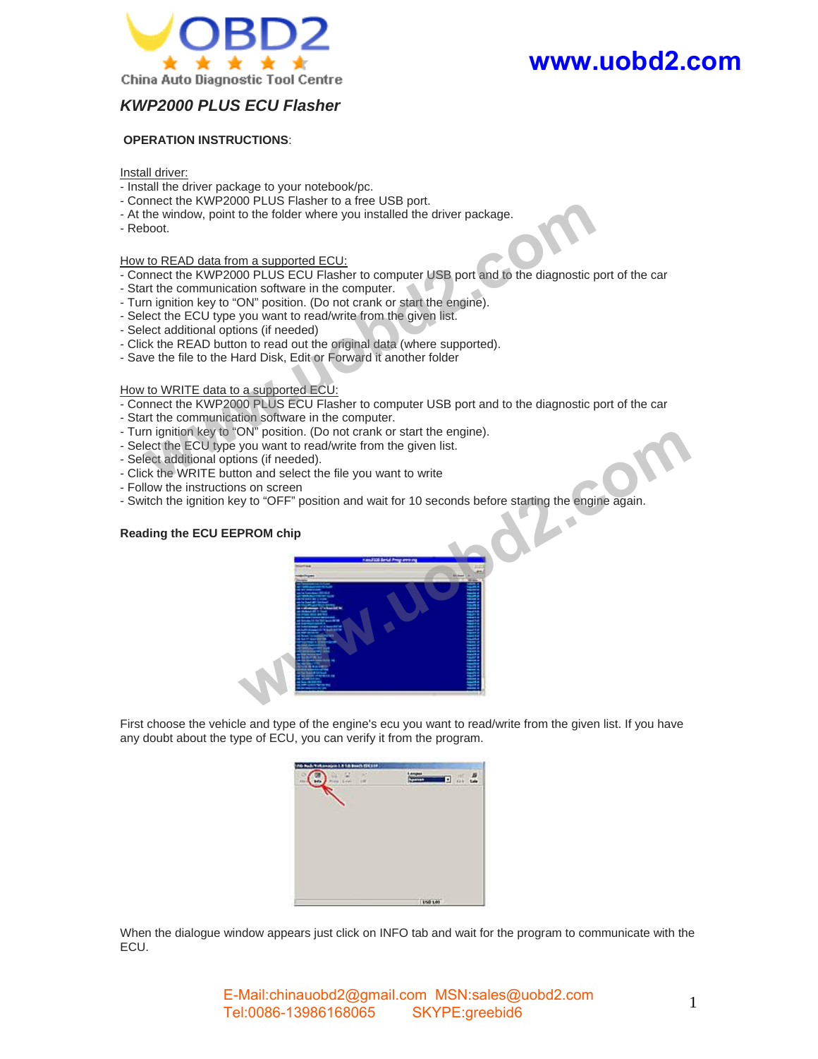# KWP2000 PLUS ECU Flasher

**OPERATION INSTRUCTIONS**:

Install driver:
- Install the driver package to your notebook/pc.
- Connect the KWP2000 PLUS Flasher to a free USB port.
- At the window, point to the folder where you installed the driver package.
- Reboot.

How to READ data from a supported ECU:
- Connect the KWP2000 PLUS ECU Flasher to computer USB port and to the diagnostic port of the car
- Start the communication software in the computer.
- Turn ignition key to "ON" position. (Do not crank or start the engine).
- Select the ECU type you want to read/write from the given list.
- Select additional options (if needed)
- Click the READ button to read out the original data (where supported).
- Save the file to the Hard Disk, Edit or Forward it another folder

How to WRITE data to a supported ECU:
- Connect the KWP2000 PLUS ECU Flasher to computer USB port and to the diagnostic port of the car
- Start the communication software in the computer.
- Turn ignition key to "ON" position. (Do not crank or start the engine).
- Select the ECU type you want to read/write from the given list.
- Select additional options (if needed).
- Click the WRITE button and select the file you want to write
- Follow the instructions on screen
- Switch the ignition key to "OFF" position and wait for 10 seconds before starting the engine again.

**Reading the ECU EEPROM chip**

First choose the vehicle and type of the engine's ecu you want to read/write from the given list. If you have any doubt about the type of ECU, you can verify it from the program.

When the dialogue window appears just click on INFO tab and wait for the program to communicate with the ECU.

E-Mail:chinauobd2@gmail.com MSN:sales@uobd2.com
Tel:0086-13986168065 SKYPE:greebid6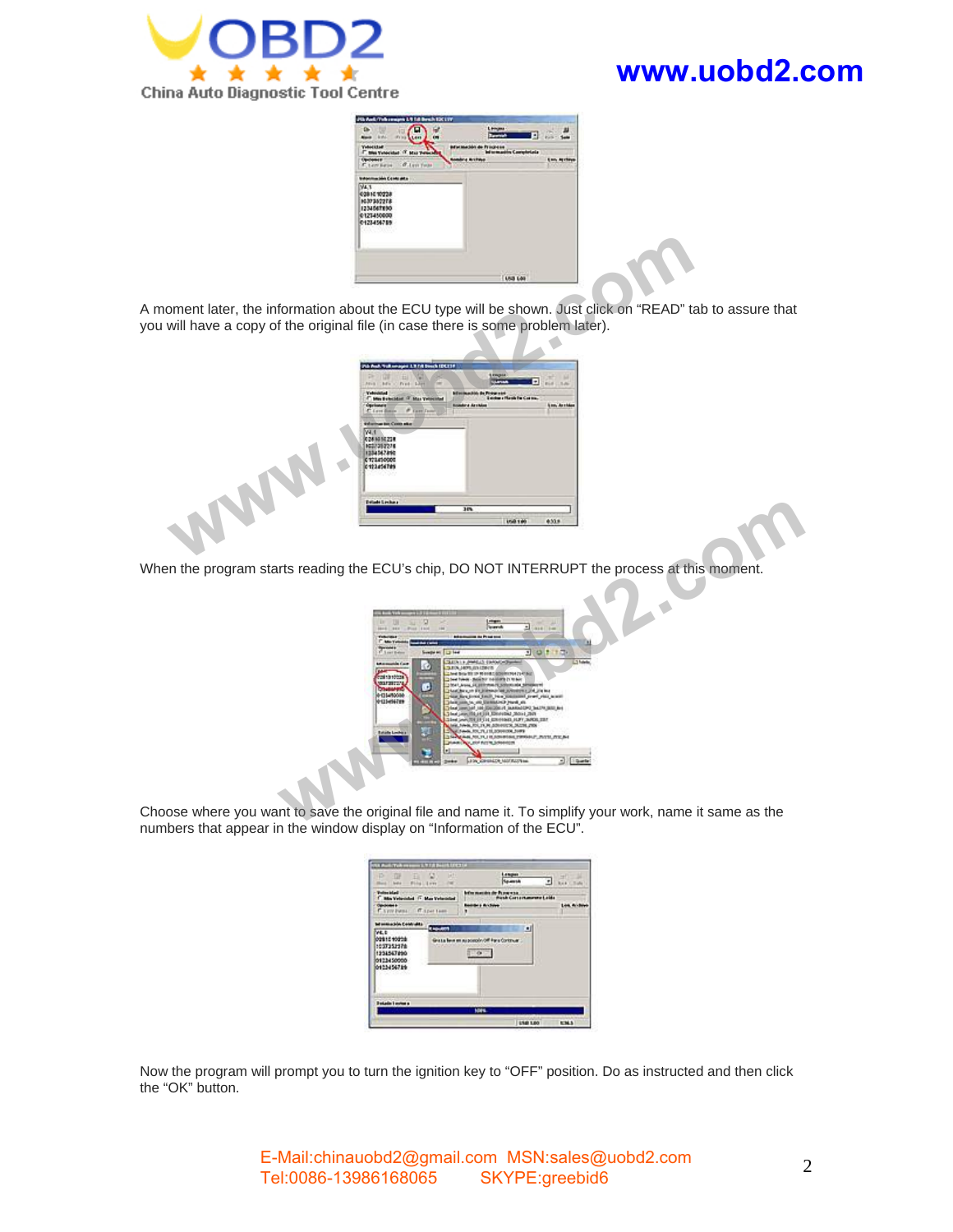A moment later, the information about the ECU type will be shown. Just click on "READ" tab to assure that you will have a copy of the original file (in case there is some problem later).

When the program starts reading the ECU's chip, DO NOT INTERRUPT the process at this moment.

Choose where you want to save the original file and name it. To simplify your work, name it same as the numbers that appear in the window display on "Information of the ECU".

Now the program will prompt you to turn the ignition key to "OFF" position. Do as instructed and then click the "OK" button.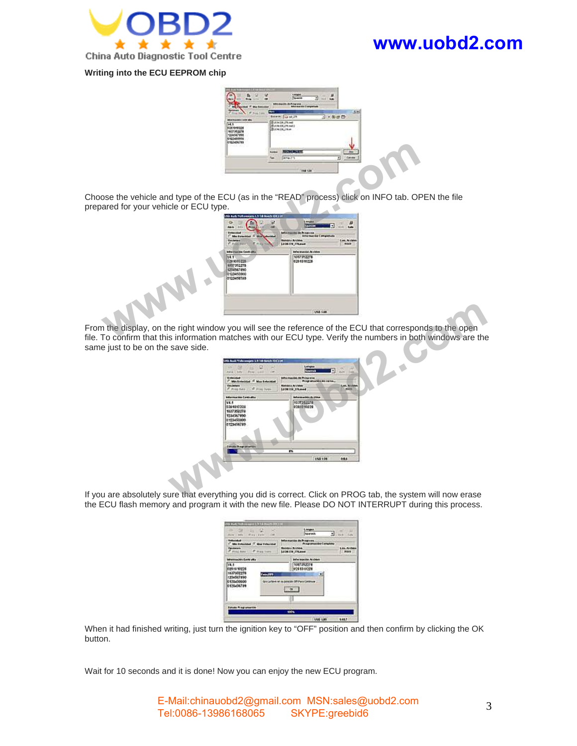**Writing into the ECU EEPROM chip**

Choose the vehicle and type of the ECU (as in the "READ" process) click on INFO tab. OPEN the file prepared for your vehicle or ECU type.

From the display, on the right window you will see the reference of the ECU that corresponds to the open file. To confirm that this information matches with our ECU type. Verify the numbers in both windows are the same just to be on the save side.

If you are absolutely sure that everything you did is correct. Click on PROG tab, the system will now erase the ECU flash memory and program it with the new file. Please DO NOT INTERRUPT during this process.

When it had finished writing, just turn the ignition key to "OFF" position and then confirm by clicking the OK button.

Wait for 10 seconds and it is done! Now you can enjoy the new ECU program.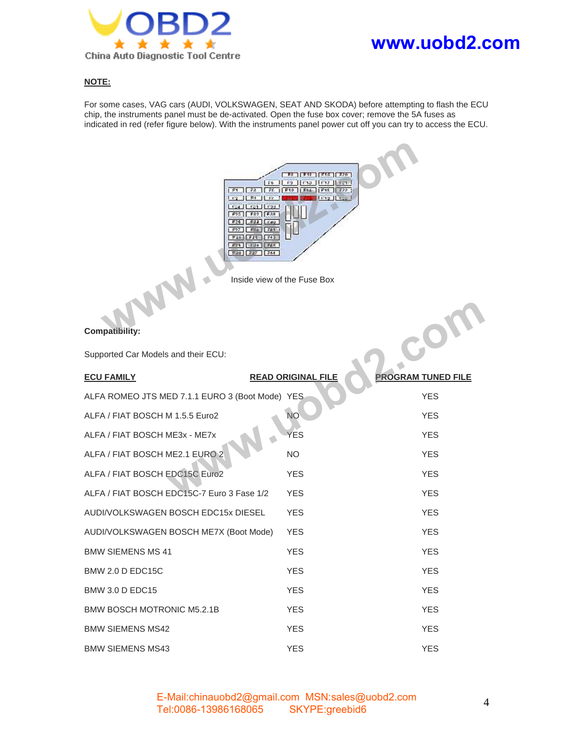**NOTE:**

For some cases, VAG cars (AUDI, VOLKSWAGEN, SEAT AND SKODA) before attempting to flash the ECU chip, the instruments panel must be de-activated. Open the fuse box cover; remove the 5A fuses as indicated in red (refer figure below). With the instruments panel power cut off you can try to access the ECU.

Inside view of the Fuse Box

**Compatibility:**

Supported Car Models and their ECU:

| ECU FAMILY | READ ORIGINAL FILE | PROGRAM TUNED FILE |
|---|---|---|
| ALFA ROMEO JTS MED 7.1.1 EURO 3 (Boot Mode) | YES | YES |
| ALFA / FIAT BOSCH M 1.5.5 Euro2 | NO | YES |
| ALFA / FIAT BOSCH ME3x - ME7x | YES | YES |
| ALFA / FIAT BOSCH ME2.1 EURO 2 | NO | YES |
| ALFA / FIAT BOSCH EDC15C Euro2 | YES | YES |
| ALFA / FIAT BOSCH EDC15C-7 Euro 3 Fase 1/2 | YES | YES |
| AUDI/VOLKSWAGEN BOSCH EDC15x DIESEL | YES | YES |
| AUDI/VOLKSWAGEN BOSCH ME7X (Boot Mode) | YES | YES |
| BMW SIEMENS MS 41 | YES | YES |
| BMW 2.0 D EDC15C | YES | YES |
| BMW 3.0 D EDC15 | YES | YES |
| BMW BOSCH MOTRONIC M5.2.1B | YES | YES |
| BMW SIEMENS MS42 | YES | YES |
| BMW SIEMENS MS43 | YES | YES |

E-Mail:chinauobd2@gmail.com MSN:sales@uobd2.com
Tel:0086-13986168065 SKYPE:greebid6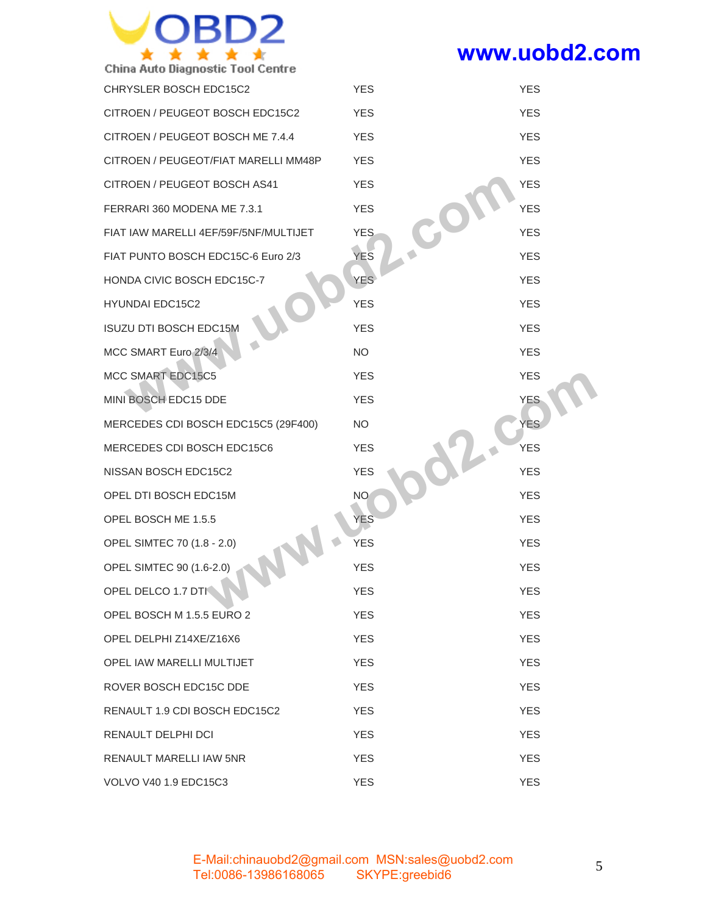| | | |
|---|---|---|
| CHRYSLER BOSCH EDC15C2 | YES | YES |
| CITROEN / PEUGEOT BOSCH EDC15C2 | YES | YES |
| CITROEN / PEUGEOT BOSCH ME 7.4.4 | YES | YES |
| CITROEN / PEUGEOT/FIAT MARELLI MM48P | YES | YES |
| CITROEN / PEUGEOT BOSCH AS41 | YES | YES |
| FERRARI 360 MODENA ME 7.3.1 | YES | YES |
| FIAT IAW MARELLI 4EF/59F/5NF/MULTIJET | YES | YES |
| FIAT PUNTO BOSCH EDC15C-6 Euro 2/3 | YES | YES |
| HONDA CIVIC BOSCH EDC15C-7 | YES | YES |
| HYUNDAI EDC15C2 | YES | YES |
| ISUZU DTI BOSCH EDC15M | YES | YES |
| MCC SMART Euro 2/3/4 | NO | YES |
| MCC SMART EDC15C5 | YES | YES |
| MINI BOSCH EDC15 DDE | YES | YES |
| MERCEDES CDI BOSCH EDC15C5 (29F400) | NO | YES |
| MERCEDES CDI BOSCH EDC15C6 | YES | YES |
| NISSAN BOSCH EDC15C2 | YES | YES |
| OPEL DTI BOSCH EDC15M | NO | YES |
| OPEL BOSCH ME 1.5.5 | YES | YES |
| OPEL SIMTEC 70 (1.8 - 2.0) | YES | YES |
| OPEL SIMTEC 90 (1.6-2.0) | YES | YES |
| OPEL DELCO 1.7 DTI | YES | YES |
| OPEL BOSCH M 1.5.5 EURO 2 | YES | YES |
| OPEL DELPHI Z14XE/Z16X6 | YES | YES |
| OPEL IAW MARELLI MULTIJET | YES | YES |
| ROVER BOSCH EDC15C DDE | YES | YES |
| RENAULT 1.9 CDI BOSCH EDC15C2 | YES | YES |
| RENAULT DELPHI DCI | YES | YES |
| RENAULT MARELLI IAW 5NR | YES | YES |
| VOLVO V40 1.9 EDC15C3 | YES | YES |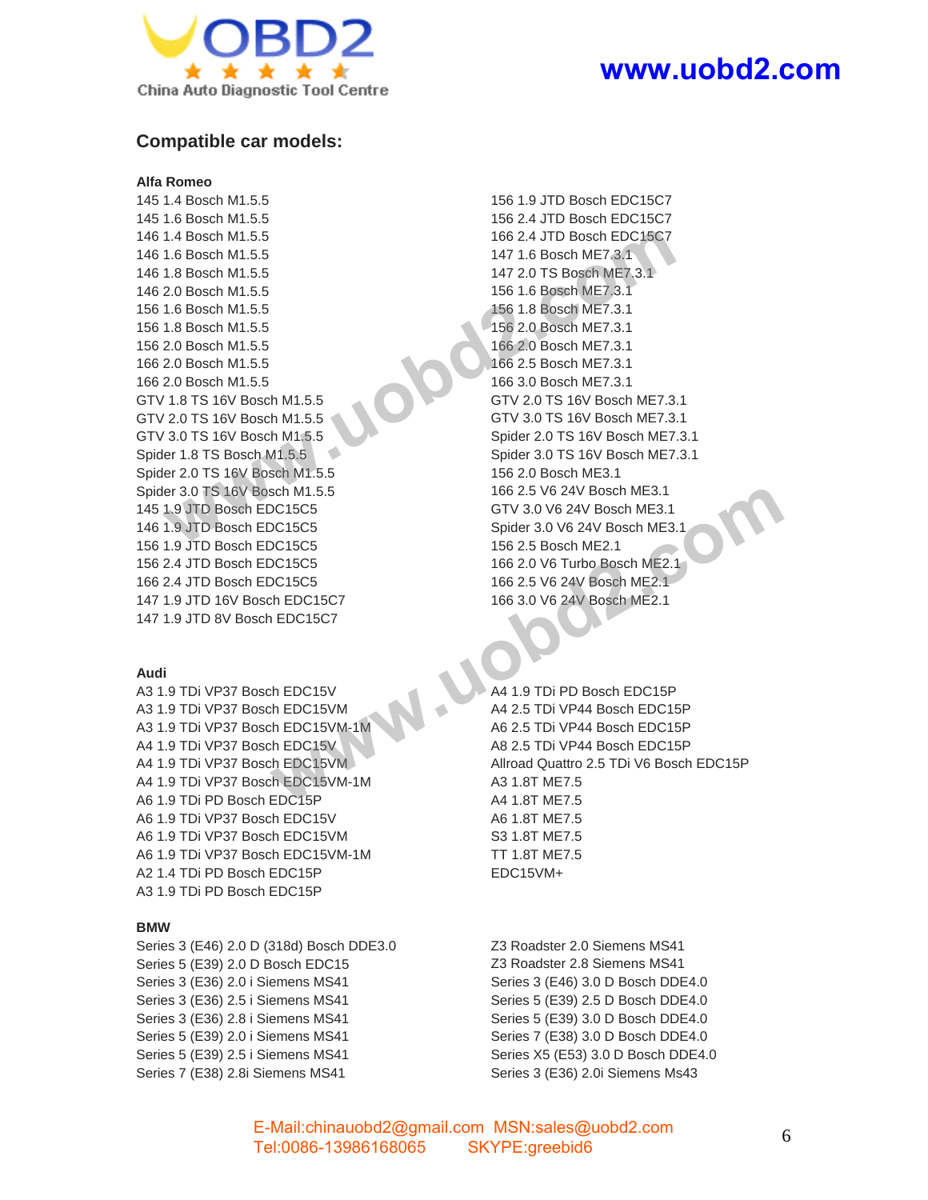## Compatible car models:

**Alfa Romeo**

145 1.4 Bosch M1.5.5
145 1.6 Bosch M1.5.5
146 1.4 Bosch M1.5.5
146 1.6 Bosch M1.5.5
146 1.8 Bosch M1.5.5
146 2.0 Bosch M1.5.5
156 1.6 Bosch M1.5.5
156 1.8 Bosch M1.5.5
156 2.0 Bosch M1.5.5
166 2.0 Bosch M1.5.5
166 2.0 Bosch M1.5.5
GTV 1.8 TS 16V Bosch M1.5.5
GTV 2.0 TS 16V Bosch M1.5.5
GTV 3.0 TS 16V Bosch M1.5.5
Spider 1.8 TS Bosch M1.5.5
Spider 2.0 TS 16V Bosch M1.5.5
Spider 3.0 TS 16V Bosch M1.5.5
145 1.9 JTD Bosch EDC15C5
146 1.9 JTD Bosch EDC15C5
156 1.9 JTD Bosch EDC15C5
156 2.4 JTD Bosch EDC15C5
166 2.4 JTD Bosch EDC15C5
147 1.9 JTD 16V Bosch EDC15C7
147 1.9 JTD 8V Bosch EDC15C7
156 1.9 JTD Bosch EDC15C7
156 2.4 JTD Bosch EDC15C7
166 2.4 JTD Bosch EDC15C7
147 1.6 Bosch ME7.3.1
147 2.0 TS Bosch ME7.3.1
156 1.6 Bosch ME7.3.1
156 1.8 Bosch ME7.3.1
156 2.0 Bosch ME7.3.1
166 2.0 Bosch ME7.3.1
166 2.5 Bosch ME7.3.1
166 3.0 Bosch ME7.3.1
GTV 2.0 TS 16V Bosch ME7.3.1
GTV 3.0 TS 16V Bosch ME7.3.1
Spider 2.0 TS 16V Bosch ME7.3.1
Spider 3.0 TS 16V Bosch ME7.3.1
156 2.0 Bosch ME3.1
166 2.5 V6 24V Bosch ME3.1
GTV 3.0 V6 24V Bosch ME3.1
Spider 3.0 V6 24V Bosch ME3.1
156 2.5 Bosch ME2.1
166 2.0 V6 Turbo Bosch ME2.1
166 2.5 V6 24V Bosch ME2.1
166 3.0 V6 24V Bosch ME2.1

**Audi**

A3 1.9 TDi VP37 Bosch EDC15V
A3 1.9 TDi VP37 Bosch EDC15VM
A3 1.9 TDi VP37 Bosch EDC15VM-1M
A4 1.9 TDi VP37 Bosch EDC15V
A4 1.9 TDi VP37 Bosch EDC15VM
A4 1.9 TDi VP37 Bosch EDC15VM-1M
A6 1.9 TDi PD Bosch EDC15P
A6 1.9 TDi VP37 Bosch EDC15V
A6 1.9 TDi VP37 Bosch EDC15VM
A6 1.9 TDi VP37 Bosch EDC15VM-1M
A2 1.4 TDi PD Bosch EDC15P
A3 1.9 TDi PD Bosch EDC15P
A4 1.9 TDi PD Bosch EDC15P
A4 2.5 TDi VP44 Bosch EDC15P
A6 2.5 TDi VP44 Bosch EDC15P
A8 2.5 TDi VP44 Bosch EDC15P
Allroad Quattro 2.5 TDi V6 Bosch EDC15P
A3 1.8T ME7.5
A4 1.8T ME7.5
A6 1.8T ME7.5
S3 1.8T ME7.5
TT 1.8T ME7.5
EDC15VM+

**BMW**

Series 3 (E46) 2.0 D (318d) Bosch DDE3.0
Series 5 (E39) 2.0 D Bosch EDC15
Series 3 (E36) 2.0 i Siemens MS41
Series 3 (E36) 2.5 i Siemens MS41
Series 3 (E36) 2.8 i Siemens MS41
Series 5 (E39) 2.0 i Siemens MS41
Series 5 (E39) 2.5 i Siemens MS41
Series 7 (E38) 2.8i Siemens MS41
Z3 Roadster 2.0 Siemens MS41
Z3 Roadster 2.8 Siemens MS41
Series 3 (E46) 3.0 D Bosch DDE4.0
Series 5 (E39) 2.5 D Bosch DDE4.0
Series 5 (E39) 3.0 D Bosch DDE4.0
Series 7 (E38) 3.0 D Bosch DDE4.0
Series X5 (E53) 3.0 D Bosch DDE4.0
Series 3 (E36) 2.0i Siemens Ms43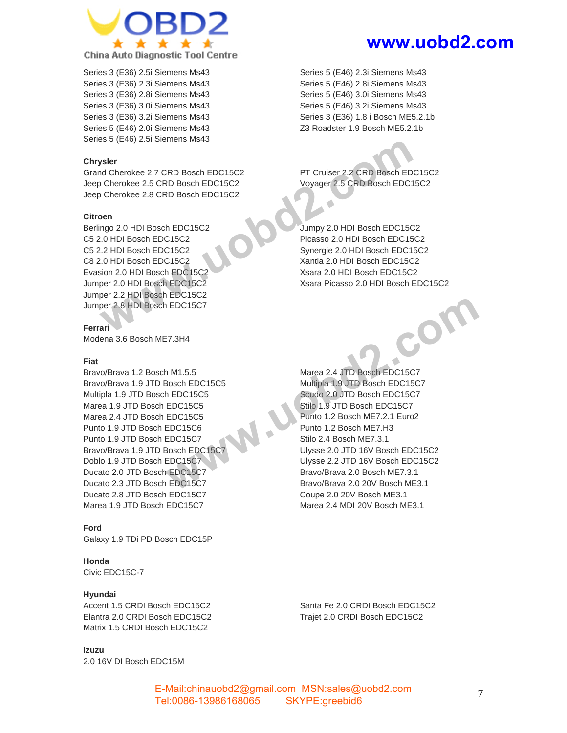Series 3 (E36) 2.5i Siemens Ms43
Series 3 (E36) 2.3i Siemens Ms43
Series 3 (E36) 2.8i Siemens Ms43
Series 3 (E36) 3.0i Siemens Ms43
Series 3 (E36) 3.2i Siemens Ms43
Series 5 (E46) 2.0i Siemens Ms43
Series 5 (E46) 2.5i Siemens Ms43
Series 5 (E46) 2.3i Siemens Ms43
Series 5 (E46) 2.8i Siemens Ms43
Series 5 (E46) 3.0i Siemens Ms43
Series 5 (E46) 3.2i Siemens Ms43
Series 3 (E36) 1.8 i Bosch ME5.2.1b
Z3 Roadster 1.9 Bosch ME5.2.1b

**Chrysler**

Grand Cherokee 2.7 CRD Bosch EDC15C2
Jeep Cherokee 2.5 CRD Bosch EDC15C2
Jeep Cherokee 2.8 CRD Bosch EDC15C2
PT Cruiser 2.2 CRD Bosch EDC15C2
Voyager 2.5 CRD Bosch EDC15C2

**Citroen**

Berlingo 2.0 HDI Bosch EDC15C2
C5 2.0 HDI Bosch EDC15C2
C5 2.2 HDI Bosch EDC15C2
C8 2.0 HDI Bosch EDC15C2
Evasion 2.0 HDI Bosch EDC15C2
Jumper 2.0 HDI Bosch EDC15C2
Jumper 2.2 HDI Bosch EDC15C2
Jumper 2.8 HDI Bosch EDC15C7
Jumpy 2.0 HDI Bosch EDC15C2
Picasso 2.0 HDI Bosch EDC15C2
Synergie 2.0 HDI Bosch EDC15C2
Xantia 2.0 HDI Bosch EDC15C2
Xsara 2.0 HDI Bosch EDC15C2
Xsara Picasso 2.0 HDI Bosch EDC15C2

**Ferrari**

Modena 3.6 Bosch ME7.3H4

**Fiat**

Bravo/Brava 1.2 Bosch M1.5.5
Bravo/Brava 1.9 JTD Bosch EDC15C5
Multipla 1.9 JTD Bosch EDC15C5
Marea 1.9 JTD Bosch EDC15C5
Marea 2.4 JTD Bosch EDC15C5
Punto 1.9 JTD Bosch EDC15C6
Punto 1.9 JTD Bosch EDC15C7
Bravo/Brava 1.9 JTD Bosch EDC15C7
Doblo 1.9 JTD Bosch EDC15C7
Ducato 2.0 JTD Bosch EDC15C7
Ducato 2.3 JTD Bosch EDC15C7
Ducato 2.8 JTD Bosch EDC15C7
Marea 1.9 JTD Bosch EDC15C7
Marea 2.4 JTD Bosch EDC15C7
Multipla 1.9 JTD Bosch EDC15C7
Scudo 2.0 JTD Bosch EDC15C7
Stilo 1.9 JTD Bosch EDC15C7
Punto 1.2 Bosch ME7.2.1 Euro2
Punto 1.2 Bosch ME7.H3
Stilo 2.4 Bosch ME7.3.1
Ulysse 2.0 JTD 16V Bosch EDC15C2
Ulysse 2.2 JTD 16V Bosch EDC15C2
Bravo/Brava 2.0 Bosch ME7.3.1
Bravo/Brava 2.0 20V Bosch ME3.1
Coupe 2.0 20V Bosch ME3.1
Marea 2.4 MDI 20V Bosch ME3.1

**Ford**

Galaxy 1.9 TDi PD Bosch EDC15P

**Honda**

Civic EDC15C-7

**Hyundai**

Accent 1.5 CRDI Bosch EDC15C2
Elantra 2.0 CRDI Bosch EDC15C2
Matrix 1.5 CRDI Bosch EDC15C2
Santa Fe 2.0 CRDI Bosch EDC15C2
Trajet 2.0 CRDI Bosch EDC15C2

**Izuzu**

2.0 16V DI Bosch EDC15M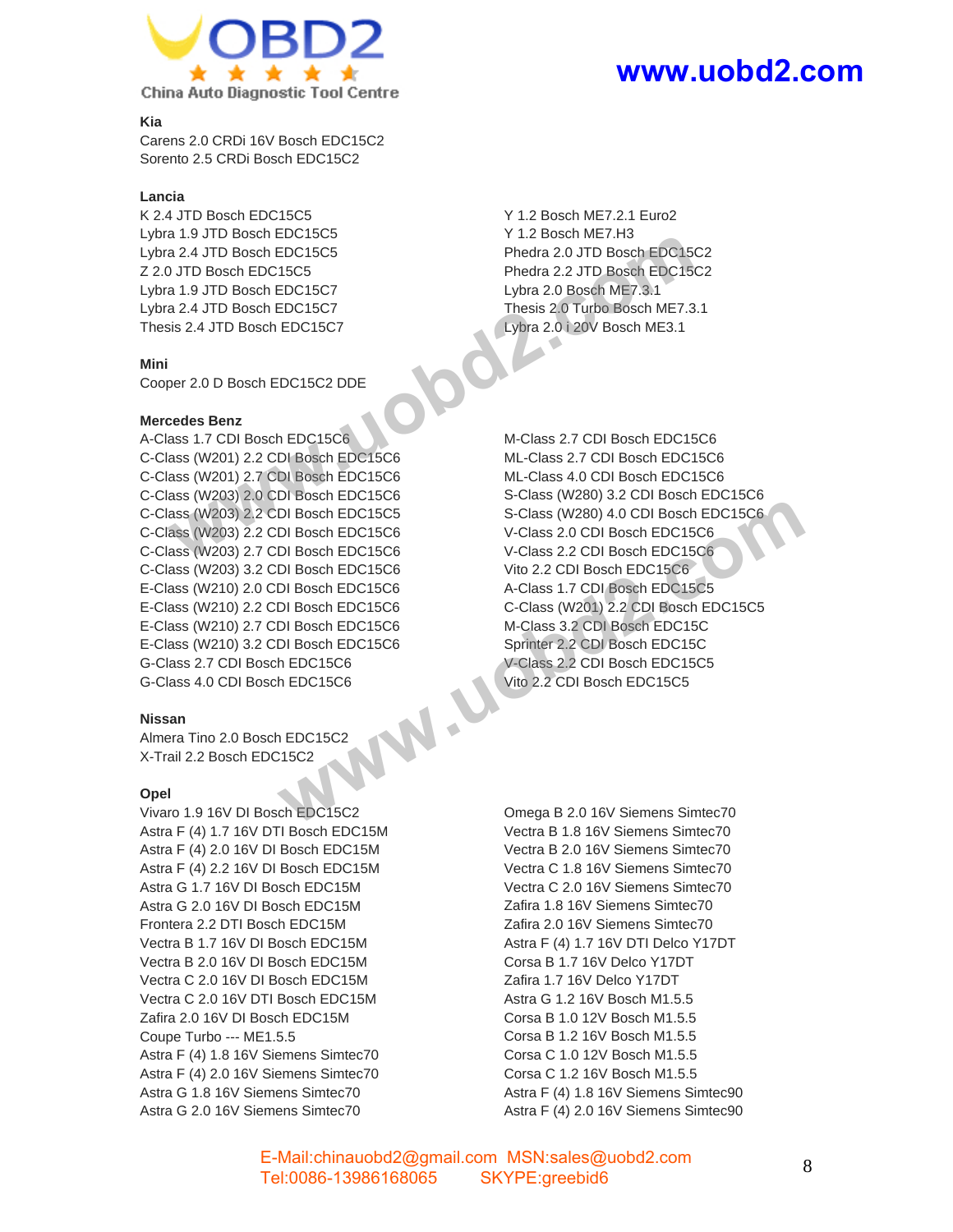**Kia**

Carens 2.0 CRDi 16V Bosch EDC15C2
Sorento 2.5 CRDi Bosch EDC15C2

**Lancia**

K 2.4 JTD Bosch EDC15C5
Lybra 1.9 JTD Bosch EDC15C5
Lybra 2.4 JTD Bosch EDC15C5
Z 2.0 JTD Bosch EDC15C5
Lybra 1.9 JTD Bosch EDC15C7
Lybra 2.4 JTD Bosch EDC15C7
Thesis 2.4 JTD Bosch EDC15C7
Y 1.2 Bosch ME7.2.1 Euro2
Y 1.2 Bosch ME7.H3
Phedra 2.0 JTD Bosch EDC15C2
Phedra 2.2 JTD Bosch EDC15C2
Lybra 2.0 Bosch ME7.3.1
Thesis 2.0 Turbo Bosch ME7.3.1
Lybra 2.0 i 20V Bosch ME3.1

**Mini**

Cooper 2.0 D Bosch EDC15C2 DDE

**Mercedes Benz**

A-Class 1.7 CDI Bosch EDC15C6
C-Class (W201) 2.2 CDI Bosch EDC15C6
C-Class (W201) 2.7 CDI Bosch EDC15C6
C-Class (W203) 2.0 CDI Bosch EDC15C6
C-Class (W203) 2.2 CDI Bosch EDC15C5
C-Class (W203) 2.2 CDI Bosch EDC15C6
C-Class (W203) 2.7 CDI Bosch EDC15C6
C-Class (W203) 3.2 CDI Bosch EDC15C6
E-Class (W210) 2.0 CDI Bosch EDC15C6
E-Class (W210) 2.2 CDI Bosch EDC15C6
E-Class (W210) 2.7 CDI Bosch EDC15C6
E-Class (W210) 3.2 CDI Bosch EDC15C6
G-Class 2.7 CDI Bosch EDC15C6
G-Class 4.0 CDI Bosch EDC15C6
M-Class 2.7 CDI Bosch EDC15C6
ML-Class 2.7 CDI Bosch EDC15C6
ML-Class 4.0 CDI Bosch EDC15C6
S-Class (W280) 3.2 CDI Bosch EDC15C6
S-Class (W280) 4.0 CDI Bosch EDC15C6
V-Class 2.0 CDI Bosch EDC15C6
V-Class 2.2 CDI Bosch EDC15C6
Vito 2.2 CDI Bosch EDC15C6
A-Class 1.7 CDI Bosch EDC15C5
C-Class (W201) 2.2 CDI Bosch EDC15C5
M-Class 3.2 CDI Bosch EDC15C
Sprinter 2.2 CDI Bosch EDC15C
V-Class 2.2 CDI Bosch EDC15C5
Vito 2.2 CDI Bosch EDC15C5

**Nissan**

Almera Tino 2.0 Bosch EDC15C2
X-Trail 2.2 Bosch EDC15C2

**Opel**

Vivaro 1.9 16V DI Bosch EDC15C2
Astra F (4) 1.7 16V DTI Bosch EDC15M
Astra F (4) 2.0 16V DI Bosch EDC15M
Astra F (4) 2.2 16V DI Bosch EDC15M
Astra G 1.7 16V DI Bosch EDC15M
Astra G 2.0 16V DI Bosch EDC15M
Frontera 2.2 DTI Bosch EDC15M
Vectra B 1.7 16V DI Bosch EDC15M
Vectra B 2.0 16V DI Bosch EDC15M
Vectra C 2.0 16V DI Bosch EDC15M
Vectra C 2.0 16V DTI Bosch EDC15M
Zafira 2.0 16V DI Bosch EDC15M
Coupe Turbo --- ME1.5.5
Astra F (4) 1.8 16V Siemens Simtec70
Astra F (4) 2.0 16V Siemens Simtec70
Astra G 1.8 16V Siemens Simtec70
Astra G 2.0 16V Siemens Simtec70
Omega B 2.0 16V Siemens Simtec70
Vectra B 1.8 16V Siemens Simtec70
Vectra B 2.0 16V Siemens Simtec70
Vectra C 1.8 16V Siemens Simtec70
Vectra C 2.0 16V Siemens Simtec70
Zafira 1.8 16V Siemens Simtec70
Zafira 2.0 16V Siemens Simtec70
Astra F (4) 1.7 16V DTI Delco Y17DT
Corsa B 1.7 16V Delco Y17DT
Zafira 1.7 16V Delco Y17DT
Astra G 1.2 16V Bosch M1.5.5
Corsa B 1.0 12V Bosch M1.5.5
Corsa B 1.2 16V Bosch M1.5.5
Corsa C 1.0 12V Bosch M1.5.5
Corsa C 1.2 16V Bosch M1.5.5
Astra F (4) 1.8 16V Siemens Simtec90
Astra F (4) 2.0 16V Siemens Simtec90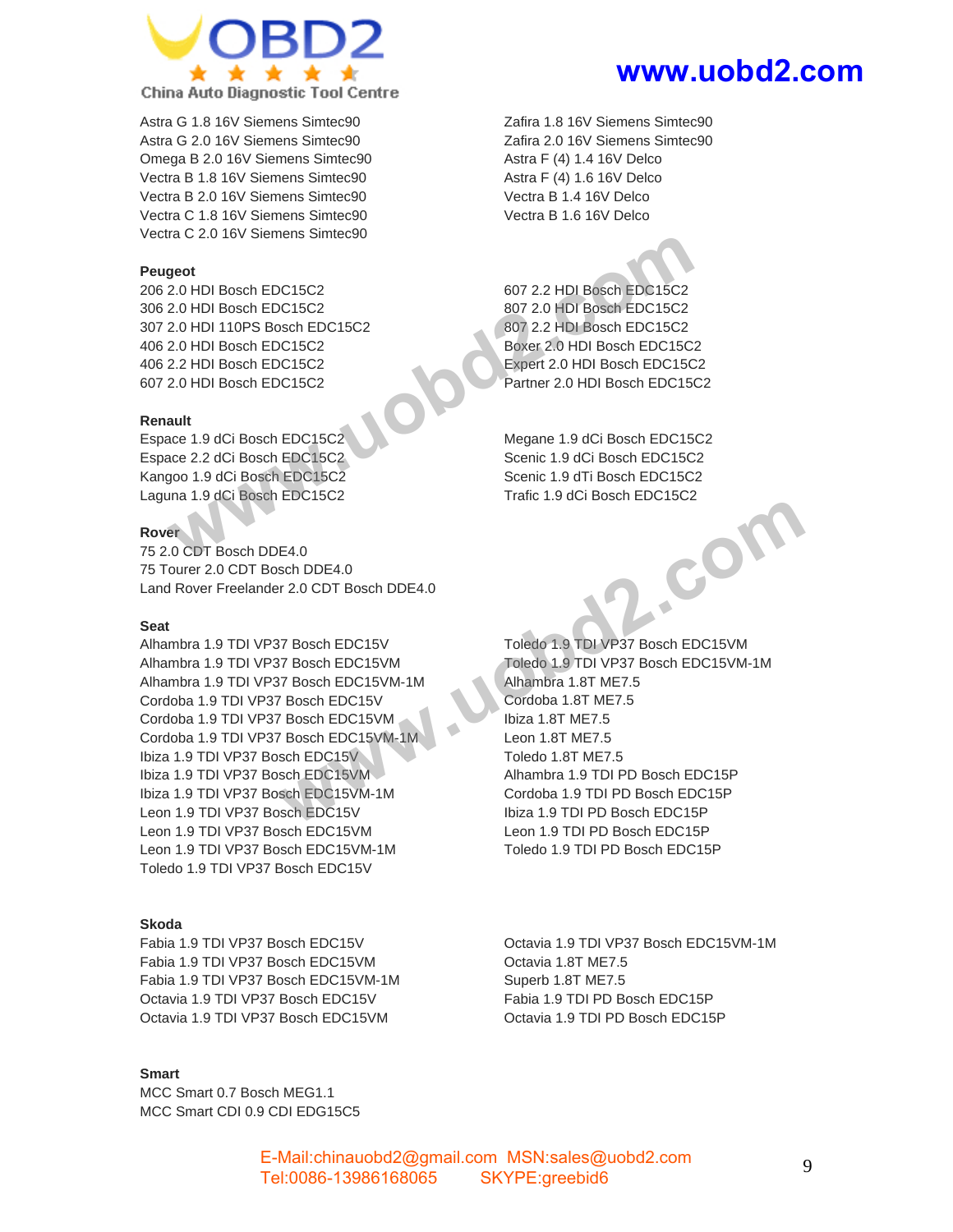Astra G 1.8 16V Siemens Simtec90
Astra G 2.0 16V Siemens Simtec90
Omega B 2.0 16V Siemens Simtec90
Vectra B 1.8 16V Siemens Simtec90
Vectra B 2.0 16V Siemens Simtec90
Vectra C 1.8 16V Siemens Simtec90
Vectra C 2.0 16V Siemens Simtec90
Zafira 1.8 16V Siemens Simtec90
Zafira 2.0 16V Siemens Simtec90
Astra F (4) 1.4 16V Delco
Astra F (4) 1.6 16V Delco
Vectra B 1.4 16V Delco
Vectra B 1.6 16V Delco

**Peugeot**

206 2.0 HDI Bosch EDC15C2
306 2.0 HDI Bosch EDC15C2
307 2.0 HDI 110PS Bosch EDC15C2
406 2.0 HDI Bosch EDC15C2
406 2.2 HDI Bosch EDC15C2
607 2.0 HDI Bosch EDC15C2
607 2.2 HDI Bosch EDC15C2
807 2.0 HDI Bosch EDC15C2
807 2.2 HDI Bosch EDC15C2
Boxer 2.0 HDI Bosch EDC15C2
Expert 2.0 HDI Bosch EDC15C2
Partner 2.0 HDI Bosch EDC15C2

**Renault**

Espace 1.9 dCi Bosch EDC15C2
Espace 2.2 dCi Bosch EDC15C2
Kangoo 1.9 dCi Bosch EDC15C2
Laguna 1.9 dCi Bosch EDC15C2
Megane 1.9 dCi Bosch EDC15C2
Scenic 1.9 dCi Bosch EDC15C2
Scenic 1.9 dTi Bosch EDC15C2
Trafic 1.9 dCi Bosch EDC15C2

**Rover**

75 2.0 CDT Bosch DDE4.0
75 Tourer 2.0 CDT Bosch DDE4.0
Land Rover Freelander 2.0 CDT Bosch DDE4.0

**Seat**

Alhambra 1.9 TDI VP37 Bosch EDC15V
Alhambra 1.9 TDI VP37 Bosch EDC15VM
Alhambra 1.9 TDI VP37 Bosch EDC15VM-1M
Cordoba 1.9 TDI VP37 Bosch EDC15V
Cordoba 1.9 TDI VP37 Bosch EDC15VM
Cordoba 1.9 TDI VP37 Bosch EDC15VM-1M
Ibiza 1.9 TDI VP37 Bosch EDC15V
Ibiza 1.9 TDI VP37 Bosch EDC15VM
Ibiza 1.9 TDI VP37 Bosch EDC15VM-1M
Leon 1.9 TDI VP37 Bosch EDC15V
Leon 1.9 TDI VP37 Bosch EDC15VM
Leon 1.9 TDI VP37 Bosch EDC15VM-1M
Toledo 1.9 TDI VP37 Bosch EDC15V
Toledo 1.9 TDI VP37 Bosch EDC15VM
Toledo 1.9 TDI VP37 Bosch EDC15VM-1M
Alhambra 1.8T ME7.5
Cordoba 1.8T ME7.5
Ibiza 1.8T ME7.5
Leon 1.8T ME7.5
Toledo 1.8T ME7.5
Alhambra 1.9 TDI PD Bosch EDC15P
Cordoba 1.9 TDI PD Bosch EDC15P
Ibiza 1.9 TDI PD Bosch EDC15P
Leon 1.9 TDI PD Bosch EDC15P
Toledo 1.9 TDI PD Bosch EDC15P

**Skoda**

Fabia 1.9 TDI VP37 Bosch EDC15V
Fabia 1.9 TDI VP37 Bosch EDC15VM
Fabia 1.9 TDI VP37 Bosch EDC15VM-1M
Octavia 1.9 TDI VP37 Bosch EDC15V
Octavia 1.9 TDI VP37 Bosch EDC15VM
Octavia 1.9 TDI VP37 Bosch EDC15VM-1M
Octavia 1.8T ME7.5
Superb 1.8T ME7.5
Fabia 1.9 TDI PD Bosch EDC15P
Octavia 1.9 TDI PD Bosch EDC15P

**Smart**

MCC Smart 0.7 Bosch MEG1.1
MCC Smart CDI 0.9 CDI EDG15C5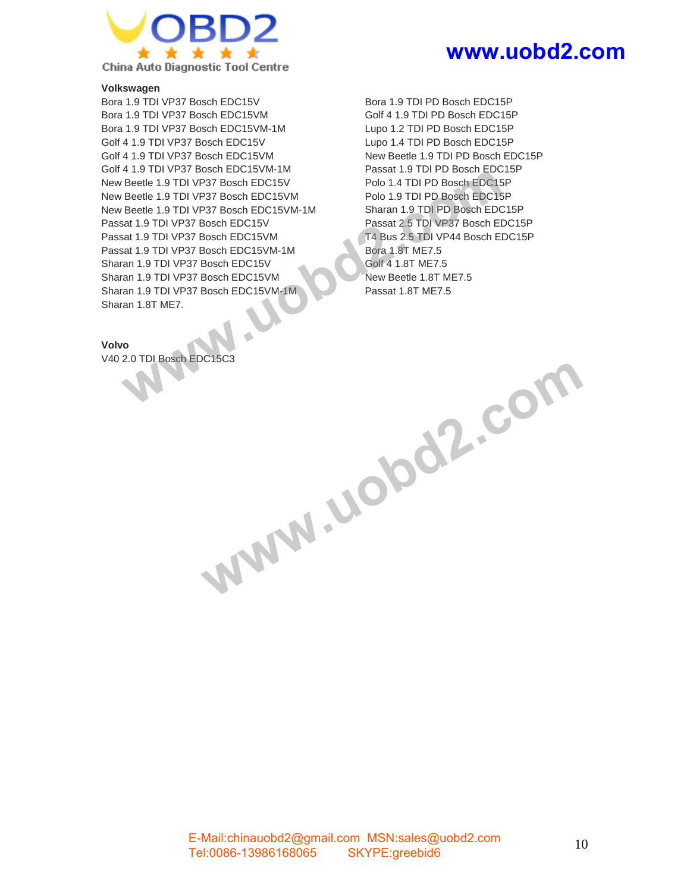**Volkswagen**

Bora 1.9 TDI VP37 Bosch EDC15V
Bora 1.9 TDI VP37 Bosch EDC15VM
Bora 1.9 TDI VP37 Bosch EDC15VM-1M
Golf 4 1.9 TDI VP37 Bosch EDC15V
Golf 4 1.9 TDI VP37 Bosch EDC15VM
Golf 4 1.9 TDI VP37 Bosch EDC15VM-1M
New Beetle 1.9 TDI VP37 Bosch EDC15V
New Beetle 1.9 TDI VP37 Bosch EDC15VM
New Beetle 1.9 TDI VP37 Bosch EDC15VM-1M
Passat 1.9 TDI VP37 Bosch EDC15V
Passat 1.9 TDI VP37 Bosch EDC15VM
Passat 1.9 TDI VP37 Bosch EDC15VM-1M
Sharan 1.9 TDI VP37 Bosch EDC15V
Sharan 1.9 TDI VP37 Bosch EDC15VM
Sharan 1.9 TDI VP37 Bosch EDC15VM-1M
Sharan 1.8T ME7.
Bora 1.9 TDI PD Bosch EDC15P
Golf 4 1.9 TDI PD Bosch EDC15P
Lupo 1.2 TDI PD Bosch EDC15P
Lupo 1.4 TDI PD Bosch EDC15P
New Beetle 1.9 TDI PD Bosch EDC15P
Passat 1.9 TDI PD Bosch EDC15P
Polo 1.4 TDI PD Bosch EDC15P
Polo 1.9 TDI PD Bosch EDC15P
Sharan 1.9 TDI PD Bosch EDC15P
Passat 2.5 TDI VP37 Bosch EDC15P
T4 Bus 2.5 TDI VP44 Bosch EDC15P
Bora 1.8T ME7.5
Golf 4 1.8T ME7.5
New Beetle 1.8T ME7.5
Passat 1.8T ME7.5

**Volvo**

V40 2.0 TDI Bosch EDC15C3